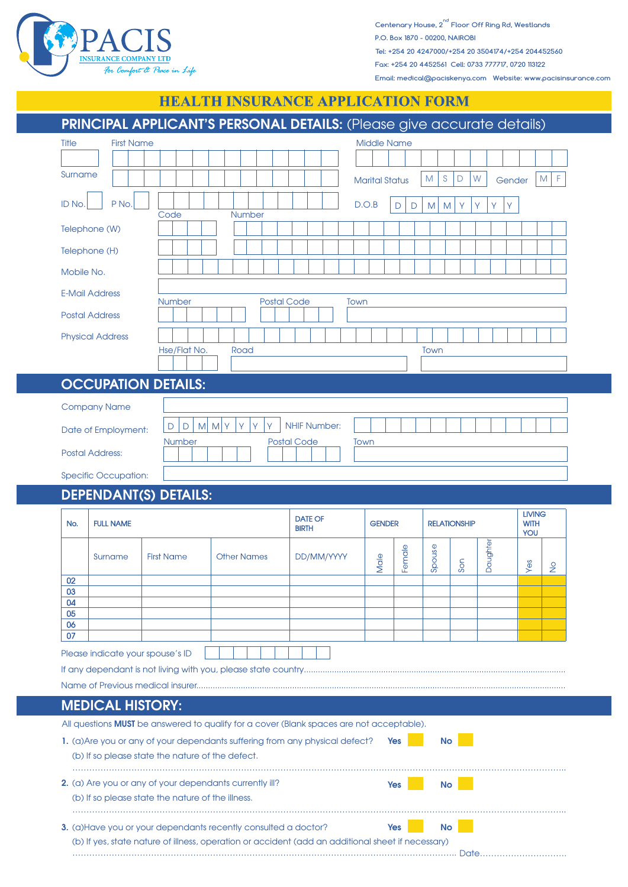PACIS INSURANCE COMPANY LTD

*For Comfort & Peace in Life*

Centenary House, 2nd Floor Off Ring Rd, Westlands
P.O. Box 1870 - 00200, NAIROBI
Tel: +254 20 4247000/+254 20 3504174/+254 204452560
Fax: +254 20 4452561 Cell: 0733 777717, 0720 113122
Email: medical@paciskenya.com Website: www.pacisinsurance.com

# HEALTH INSURANCE APPLICATION FORM

## PRINCIPAL APPLICANT'S PERSONAL DETAILS: (Please give accurate details)

Title First Name Middle Name

Surname Marital Status M S D W Gender M F

ID No. P No. Code Number D.O.B D D M M Y Y Y Y

Telephone (W)

Telephone (H)

Mobile No.

E-Mail Address

Postal Address: Number / Postal Code / Town

Physical Address: Hse/Flat No. / Road / Town

## OCCUPATION DETAILS:

Company Name

Date of Employment: D D M M Y Y Y Y NHIF Number:

Postal Address: Number / Postal Code / Town

Specific Occupation:

## DEPENDANT(S) DETAILS:

| No. | FULL NAME | | | DATE OF BIRTH | GENDER | | RELATIONSHIP | | | LIVING WITH YOU | |
|---|---|---|---|---|---|---|---|---|---|---|---|
| | Surname | First Name | Other Names | DD/MM/YYYY | Male | Female | Spouse | Son | Daughter | Yes | No |
| 02 | | | | | | | | | | | |
| 03 | | | | | | | | | | | |
| 04 | | | | | | | | | | | |
| 05 | | | | | | | | | | | |
| 06 | | | | | | | | | | | |
| 07 | | | | | | | | | | | |

Please indicate your spouse's ID

If any dependant is not living with you, please state country..............................

Name of Previous medical insurer..............................

## MEDICAL HISTORY:

All questions **MUST** be answered to qualify for a cover (Blank spaces are not acceptable).

**1.** (a)Are you or any of your dependants suffering from any physical defect? **Yes** **No**

(b) If so please state the nature of the defect.

..............................

**2.** (a) Are you or any of your dependants currently ill? **Yes** **No**

(b) If so please state the nature of the illness.

..............................

**3.** (a)Have you or your dependants recently consulted a doctor? **Yes** **No**

(b) If yes, state nature of illness, operation or accident (add an additional sheet if necessary)

.............................. Date..............................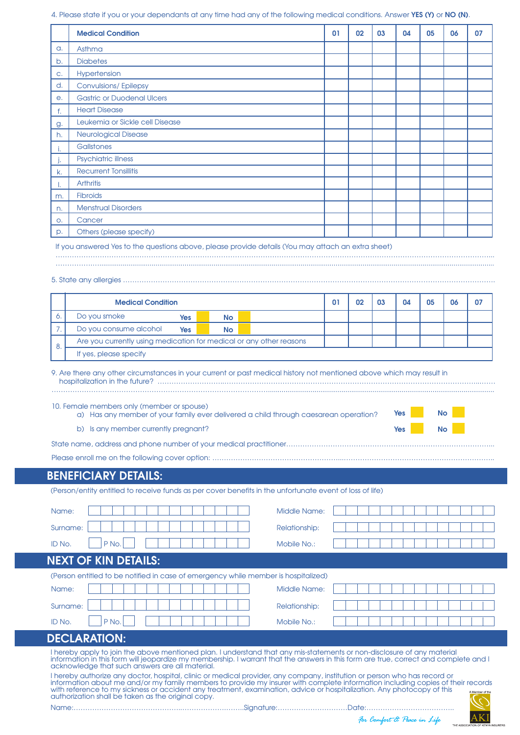4. Please state if you or your dependants at any time had any of the following medical conditions. Answer **YES (Y)** or **NO (N)**.

| | Medical Condition | 01 | 02 | 03 | 04 | 05 | 06 | 07 |
|---|---|---|---|---|---|---|---|---|
| a. | Asthma | | | | | | | |
| b. | Diabetes | | | | | | | |
| c. | Hypertension | | | | | | | |
| d. | Convulsions/ Epilepsy | | | | | | | |
| e. | Gastric or Duodenal Ulcers | | | | | | | |
| f. | Heart Disease | | | | | | | |
| g. | Leukemia or Sickle cell Disease | | | | | | | |
| h. | Neurological Disease | | | | | | | |
| i. | Gallstones | | | | | | | |
| j. | Psychiatric illness | | | | | | | |
| k. | Recurrent Tonsillitis | | | | | | | |
| l. | Arthritis | | | | | | | |
| m. | Fibroids | | | | | | | |
| n. | Menstrual Disorders | | | | | | | |
| o. | Cancer | | | | | | | |
| p. | Others (please specify) | | | | | | | |

If you answered Yes to the questions above, please provide details (You may attach an extra sheet) ……………………………………………………………………………………………………………………

5. State any allergies ……………………………………………………………………………………………………

| | Medical Condition | 01 | 02 | 03 | 04 | 05 | 06 | 07 |
|---|---|---|---|---|---|---|---|---|
| 6. | Do you smoke **Yes** ☐ **No** ☐ | | | | | | | |
| 7. | Do you consume alcohol **Yes** ☐ **No** ☐ | | | | | | | |
| 8. | Are you currently using medication for medical or any other reasons | | | | | | | |
| | If yes, please specify | | | | | | | |

9. Are there any other circumstances in your current or past medical history not mentioned above which may result in hospitalization in the future? ……………………………………………………………………………………………

10. Female members only (member or spouse)
   a) Has any member of your family ever delivered a child through caesarean operation? **Yes** ☐ **No** ☐
   b) Is any member currently pregnant? **Yes** ☐ **No** ☐

State name, address and phone number of your medical practitioner……………………………………………………

Please enroll me on the following cover option: ……………………………………………………………………

## BENEFICIARY DETAILS:

(Person/entity entitled to receive funds as per cover benefits in the unfortunate event of loss of life)

Name: ____________________ Middle Name: ____________________

Surname: ____________________ Relationship: ____________________

ID No. ☐ P No. ☐ ____________________ Mobile No.: ____________________

## NEXT OF KIN DETAILS:

(Person entitled to be notified in case of emergency while member is hospitalized)

Name: ____________________ Middle Name: ____________________

Surname: ____________________ Relationship: ____________________

ID No. ☐ P No. ☐ ____________________ Mobile No.: ____________________

## DECLARATION:

I hereby apply to join the above mentioned plan. I understand that any mis-statements or non-disclosure of any material information in this form will jeopardize my membership. I warrant that the answers in this form are true, correct and complete and I acknowledge that such answers are all material.

I hereby authorize any doctor, hospital, clinic or medical provider, any company, institution or person who has record or information about me and/or my family members to provide my insurer with complete information including copies of their records with reference to my sickness or accident any treatment, examination, advice or hospitalization. Any photocopy of this authorization shall be taken as the original copy.

Name:………………………………………………………………Signature:…………………………Date:………………………………

*For Comfort & Peace in Life*

A Member of the AKI THE ASSOCIATION OF KENYA INSURERS